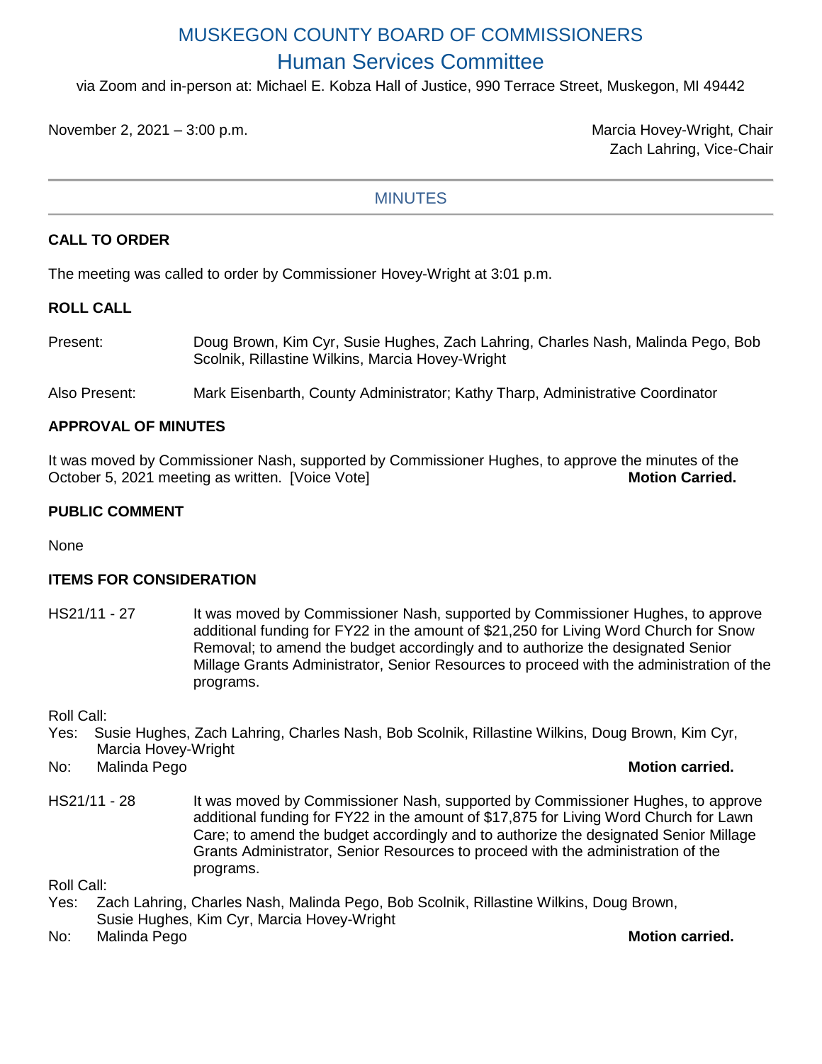# MUSKEGON COUNTY BOARD OF COMMISSIONERS

## Human Services Committee

via Zoom and in-person at: Michael E. Kobza Hall of Justice, 990 Terrace Street, Muskegon, MI 49442

November 2, 2021 – 3:00 p.m.

Marcia Hovey-Wright, Chair
Zach Lahring, Vice-Chair

## MINUTES

### CALL TO ORDER

The meeting was called to order by Commissioner Hovey-Wright at 3:01 p.m.

### ROLL CALL

Present: Doug Brown, Kim Cyr, Susie Hughes, Zach Lahring, Charles Nash, Malinda Pego, Bob Scolnik, Rillastine Wilkins, Marcia Hovey-Wright

Also Present: Mark Eisenbarth, County Administrator; Kathy Tharp, Administrative Coordinator

### APPROVAL OF MINUTES

It was moved by Commissioner Nash, supported by Commissioner Hughes, to approve the minutes of the October 5, 2021 meeting as written. [Voice Vote] **Motion Carried.**

### PUBLIC COMMENT

None

### ITEMS FOR CONSIDERATION

HS21/11 - 27 It was moved by Commissioner Nash, supported by Commissioner Hughes, to approve additional funding for FY22 in the amount of $21,250 for Living Word Church for Snow Removal; to amend the budget accordingly and to authorize the designated Senior Millage Grants Administrator, Senior Resources to proceed with the administration of the programs.

Roll Call:
Yes: Susie Hughes, Zach Lahring, Charles Nash, Bob Scolnik, Rillastine Wilkins, Doug Brown, Kim Cyr, Marcia Hovey-Wright
No: Malinda Pego **Motion carried.**

HS21/11 - 28 It was moved by Commissioner Nash, supported by Commissioner Hughes, to approve additional funding for FY22 in the amount of $17,875 for Living Word Church for Lawn Care; to amend the budget accordingly and to authorize the designated Senior Millage Grants Administrator, Senior Resources to proceed with the administration of the programs.

Roll Call:
Yes: Zach Lahring, Charles Nash, Malinda Pego, Bob Scolnik, Rillastine Wilkins, Doug Brown, Susie Hughes, Kim Cyr, Marcia Hovey-Wright
No: Malinda Pego **Motion carried.**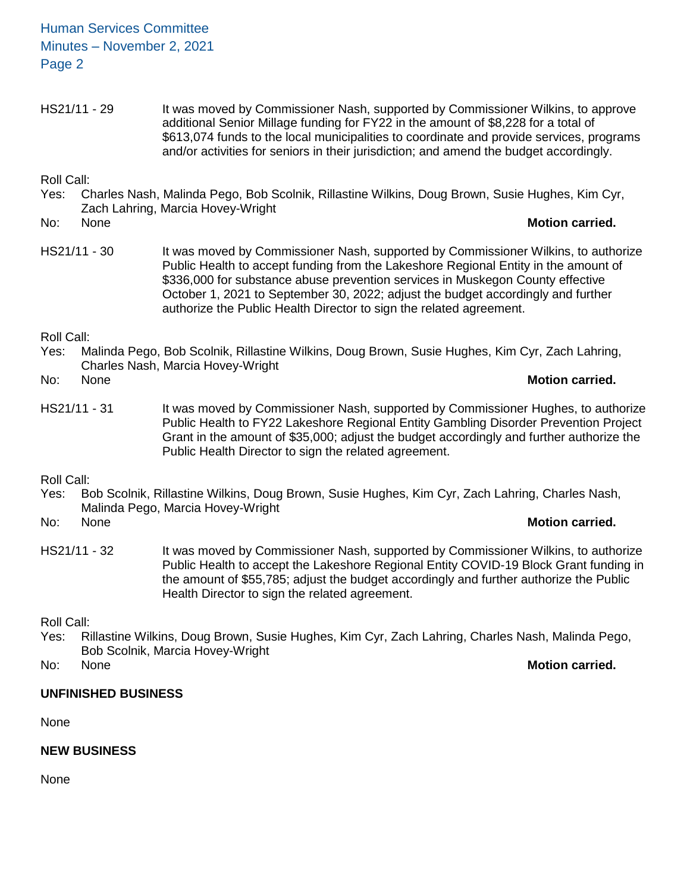HS21/11 - 29 It was moved by Commissioner Nash, supported by Commissioner Wilkins, to approve additional Senior Millage funding for FY22 in the amount of $8,228 for a total of $613,074 funds to the local municipalities to coordinate and provide services, programs and/or activities for seniors in their jurisdiction; and amend the budget accordingly.

Roll Call:
Yes: Charles Nash, Malinda Pego, Bob Scolnik, Rillastine Wilkins, Doug Brown, Susie Hughes, Kim Cyr, Zach Lahring, Marcia Hovey-Wright
No: None **Motion carried.**

HS21/11 - 30 It was moved by Commissioner Nash, supported by Commissioner Wilkins, to authorize Public Health to accept funding from the Lakeshore Regional Entity in the amount of $336,000 for substance abuse prevention services in Muskegon County effective October 1, 2021 to September 30, 2022; adjust the budget accordingly and further authorize the Public Health Director to sign the related agreement.

Roll Call:
Yes: Malinda Pego, Bob Scolnik, Rillastine Wilkins, Doug Brown, Susie Hughes, Kim Cyr, Zach Lahring, Charles Nash, Marcia Hovey-Wright
No: None **Motion carried.**

HS21/11 - 31 It was moved by Commissioner Nash, supported by Commissioner Hughes, to authorize Public Health to FY22 Lakeshore Regional Entity Gambling Disorder Prevention Project Grant in the amount of $35,000; adjust the budget accordingly and further authorize the Public Health Director to sign the related agreement.

Roll Call:
Yes: Bob Scolnik, Rillastine Wilkins, Doug Brown, Susie Hughes, Kim Cyr, Zach Lahring, Charles Nash, Malinda Pego, Marcia Hovey-Wright
No: None **Motion carried.**

HS21/11 - 32 It was moved by Commissioner Nash, supported by Commissioner Wilkins, to authorize Public Health to accept the Lakeshore Regional Entity COVID-19 Block Grant funding in the amount of $55,785; adjust the budget accordingly and further authorize the Public Health Director to sign the related agreement.

Roll Call:
Yes: Rillastine Wilkins, Doug Brown, Susie Hughes, Kim Cyr, Zach Lahring, Charles Nash, Malinda Pego, Bob Scolnik, Marcia Hovey-Wright
No: None **Motion carried.**

**UNFINISHED BUSINESS**

None

**NEW BUSINESS**

None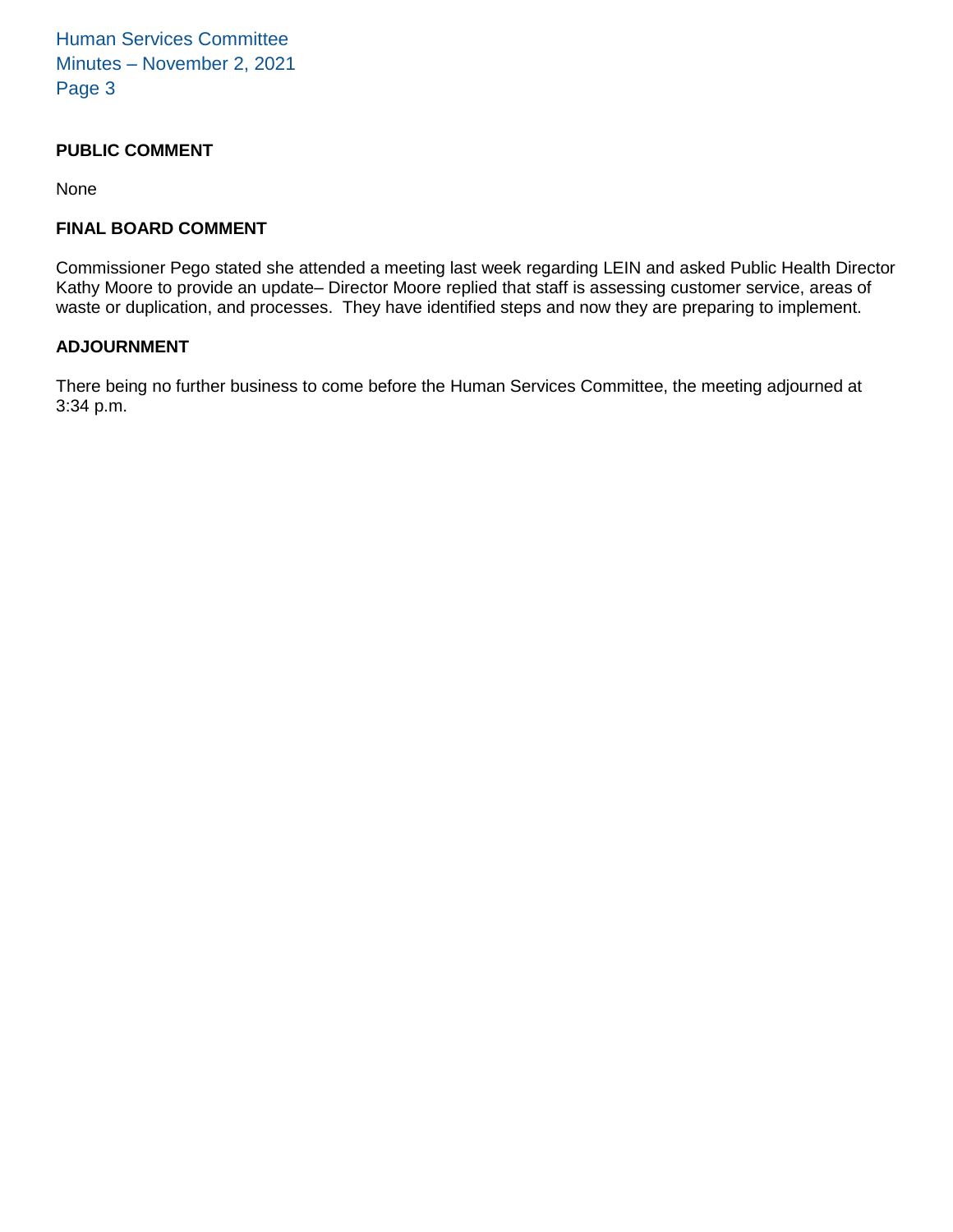**PUBLIC COMMENT**

None

**FINAL BOARD COMMENT**

Commissioner Pego stated she attended a meeting last week regarding LEIN and asked Public Health Director Kathy Moore to provide an update– Director Moore replied that staff is assessing customer service, areas of waste or duplication, and processes. They have identified steps and now they are preparing to implement.

**ADJOURNMENT**

There being no further business to come before the Human Services Committee, the meeting adjourned at 3:34 p.m.